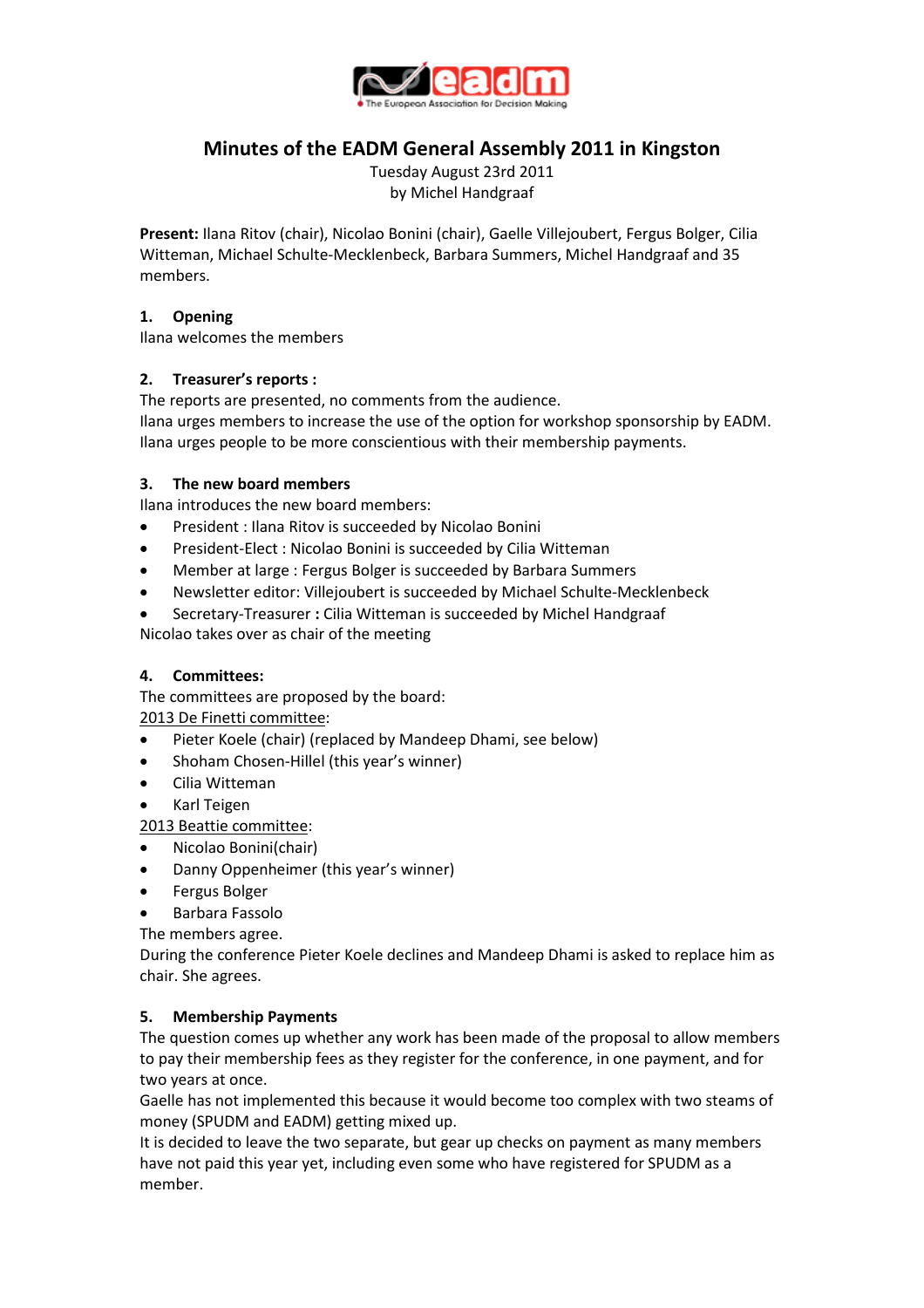# Minutes of the EADM General Assembly 2011 in Kingston

Tuesday August 23rd 2011
by Michel Handgraaf

**Present:** Ilana Ritov (chair), Nicolao Bonini (chair), Gaelle Villejoubert, Fergus Bolger, Cilia Witteman, Michael Schulte-Mecklenbeck, Barbara Summers, Michel Handgraaf and 35 members.

## 1. Opening

Ilana welcomes the members

## 2. Treasurer's reports :

The reports are presented, no comments from the audience.
Ilana urges members to increase the use of the option for workshop sponsorship by EADM.
Ilana urges people to be more conscientious with their membership payments.

## 3. The new board members

Ilana introduces the new board members:

- President : Ilana Ritov is succeeded by Nicolao Bonini
- President-Elect : Nicolao Bonini is succeeded by Cilia Witteman
- Member at large : Fergus Bolger is succeeded by Barbara Summers
- Newsletter editor: Villejoubert is succeeded by Michael Schulte-Mecklenbeck
- Secretary-Treasurer **:** Cilia Witteman is succeeded by Michel Handgraaf

Nicolao takes over as chair of the meeting

## 4. Committees:

The committees are proposed by the board:

2013 De Finetti committee:

- Pieter Koele (chair) (replaced by Mandeep Dhami, see below)
- Shoham Chosen-Hillel (this year's winner)
- Cilia Witteman
- Karl Teigen

2013 Beattie committee:

- Nicolao Bonini(chair)
- Danny Oppenheimer (this year's winner)
- Fergus Bolger
- Barbara Fassolo

The members agree.
During the conference Pieter Koele declines and Mandeep Dhami is asked to replace him as chair. She agrees.

## 5. Membership Payments

The question comes up whether any work has been made of the proposal to allow members to pay their membership fees as they register for the conference, in one payment, and for two years at once.
Gaelle has not implemented this because it would become too complex with two steams of money (SPUDM and EADM) getting mixed up.
It is decided to leave the two separate, but gear up checks on payment as many members have not paid this year yet, including even some who have registered for SPUDM as a member.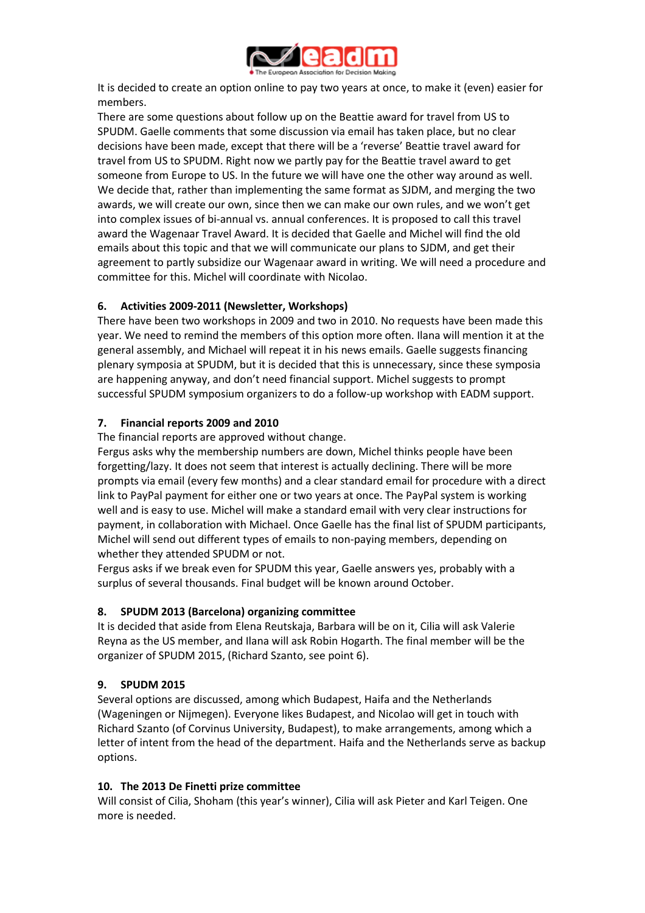It is decided to create an option online to pay two years at once, to make it (even) easier for members.

There are some questions about follow up on the Beattie award for travel from US to SPUDM. Gaelle comments that some discussion via email has taken place, but no clear decisions have been made, except that there will be a 'reverse' Beattie travel award for travel from US to SPUDM. Right now we partly pay for the Beattie travel award to get someone from Europe to US. In the future we will have one the other way around as well. We decide that, rather than implementing the same format as SJDM, and merging the two awards, we will create our own, since then we can make our own rules, and we won't get into complex issues of bi-annual vs. annual conferences. It is proposed to call this travel award the Wagenaar Travel Award. It is decided that Gaelle and Michel will find the old emails about this topic and that we will communicate our plans to SJDM, and get their agreement to partly subsidize our Wagenaar award in writing. We will need a procedure and committee for this. Michel will coordinate with Nicolao.

## 6. Activities 2009-2011 (Newsletter, Workshops)

There have been two workshops in 2009 and two in 2010. No requests have been made this year. We need to remind the members of this option more often. Ilana will mention it at the general assembly, and Michael will repeat it in his news emails. Gaelle suggests financing plenary symposia at SPUDM, but it is decided that this is unnecessary, since these symposia are happening anyway, and don't need financial support. Michel suggests to prompt successful SPUDM symposium organizers to do a follow-up workshop with EADM support.

## 7. Financial reports 2009 and 2010

The financial reports are approved without change.

Fergus asks why the membership numbers are down, Michel thinks people have been forgetting/lazy. It does not seem that interest is actually declining. There will be more prompts via email (every few months) and a clear standard email for procedure with a direct link to PayPal payment for either one or two years at once. The PayPal system is working well and is easy to use. Michel will make a standard email with very clear instructions for payment, in collaboration with Michael. Once Gaelle has the final list of SPUDM participants, Michel will send out different types of emails to non-paying members, depending on whether they attended SPUDM or not.

Fergus asks if we break even for SPUDM this year, Gaelle answers yes, probably with a surplus of several thousands. Final budget will be known around October.

## 8. SPUDM 2013 (Barcelona) organizing committee

It is decided that aside from Elena Reutskaja, Barbara will be on it, Cilia will ask Valerie Reyna as the US member, and Ilana will ask Robin Hogarth. The final member will be the organizer of SPUDM 2015, (Richard Szanto, see point 6).

## 9. SPUDM 2015

Several options are discussed, among which Budapest, Haifa and the Netherlands (Wageningen or Nijmegen). Everyone likes Budapest, and Nicolao will get in touch with Richard Szanto (of Corvinus University, Budapest), to make arrangements, among which a letter of intent from the head of the department. Haifa and the Netherlands serve as backup options.

## 10. The 2013 De Finetti prize committee

Will consist of Cilia, Shoham (this year's winner), Cilia will ask Pieter and Karl Teigen. One more is needed.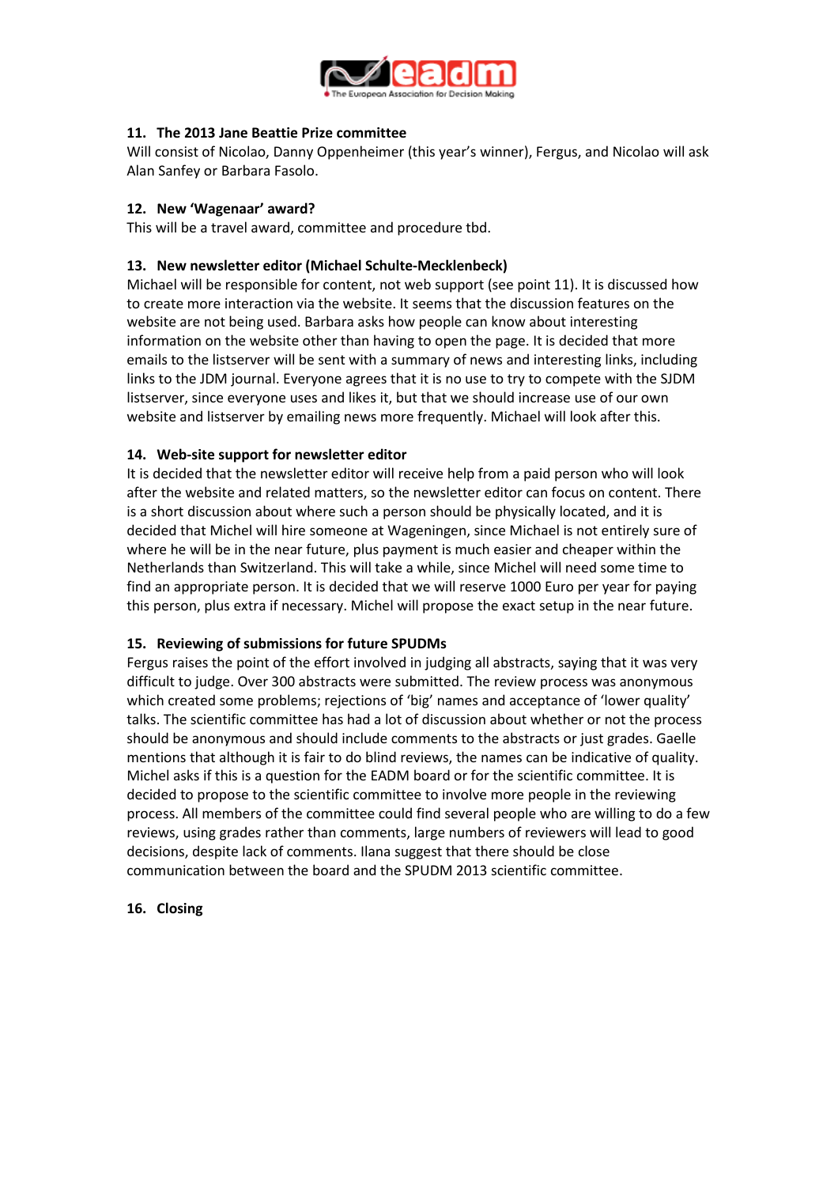### 11. The 2013 Jane Beattie Prize committee

Will consist of Nicolao, Danny Oppenheimer (this year's winner), Fergus, and Nicolao will ask Alan Sanfey or Barbara Fasolo.

### 12. New 'Wagenaar' award?

This will be a travel award, committee and procedure tbd.

### 13. New newsletter editor (Michael Schulte-Mecklenbeck)

Michael will be responsible for content, not web support (see point 11). It is discussed how to create more interaction via the website. It seems that the discussion features on the website are not being used. Barbara asks how people can know about interesting information on the website other than having to open the page. It is decided that more emails to the listserver will be sent with a summary of news and interesting links, including links to the JDM journal. Everyone agrees that it is no use to try to compete with the SJDM listserver, since everyone uses and likes it, but that we should increase use of our own website and listserver by emailing news more frequently. Michael will look after this.

### 14. Web-site support for newsletter editor

It is decided that the newsletter editor will receive help from a paid person who will look after the website and related matters, so the newsletter editor can focus on content. There is a short discussion about where such a person should be physically located, and it is decided that Michel will hire someone at Wageningen, since Michael is not entirely sure of where he will be in the near future, plus payment is much easier and cheaper within the Netherlands than Switzerland. This will take a while, since Michel will need some time to find an appropriate person. It is decided that we will reserve 1000 Euro per year for paying this person, plus extra if necessary. Michel will propose the exact setup in the near future.

### 15. Reviewing of submissions for future SPUDMs

Fergus raises the point of the effort involved in judging all abstracts, saying that it was very difficult to judge. Over 300 abstracts were submitted. The review process was anonymous which created some problems; rejections of 'big' names and acceptance of 'lower quality' talks. The scientific committee has had a lot of discussion about whether or not the process should be anonymous and should include comments to the abstracts or just grades. Gaelle mentions that although it is fair to do blind reviews, the names can be indicative of quality. Michel asks if this is a question for the EADM board or for the scientific committee. It is decided to propose to the scientific committee to involve more people in the reviewing process. All members of the committee could find several people who are willing to do a few reviews, using grades rather than comments, large numbers of reviewers will lead to good decisions, despite lack of comments. Ilana suggest that there should be close communication between the board and the SPUDM 2013 scientific committee.

### 16. Closing